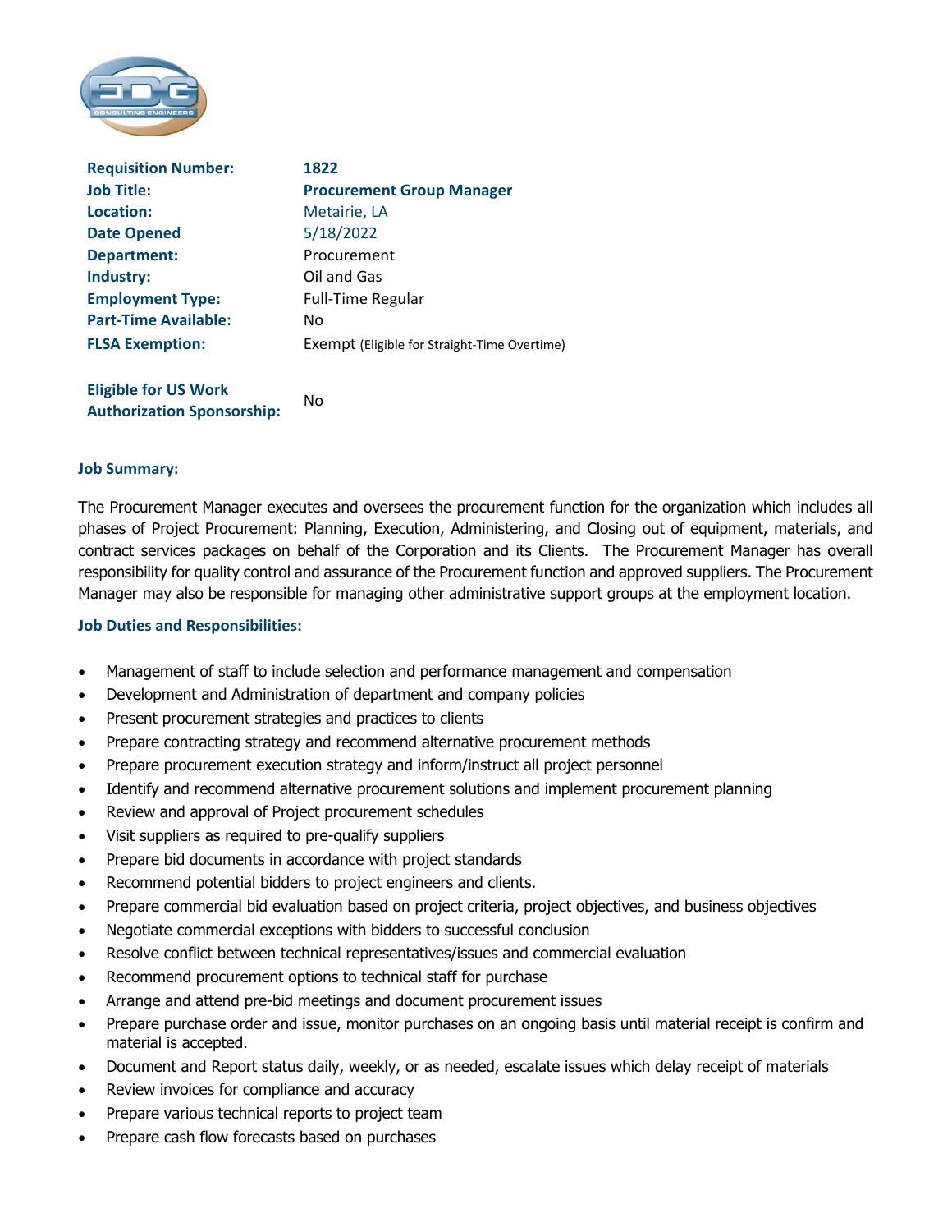| | |
|---|---|
| **Requisition Number:** | **1822** |
| **Job Title:** | **Procurement Group Manager** |
| **Location:** | Metairie, LA |
| **Date Opened** | 5/18/2022 |
| **Department:** | Procurement |
| **Industry:** | Oil and Gas |
| **Employment Type:** | Full-Time Regular |
| **Part-Time Available:** | No |
| **FLSA Exemption:** | Exempt (Eligible for Straight-Time Overtime) |
| **Eligible for US Work Authorization Sponsorship:** | No |

### Job Summary:

The Procurement Manager executes and oversees the procurement function for the organization which includes all phases of Project Procurement: Planning, Execution, Administering, and Closing out of equipment, materials, and contract services packages on behalf of the Corporation and its Clients. The Procurement Manager has overall responsibility for quality control and assurance of the Procurement function and approved suppliers. The Procurement Manager may also be responsible for managing other administrative support groups at the employment location.

### Job Duties and Responsibilities:

- Management of staff to include selection and performance management and compensation
- Development and Administration of department and company policies
- Present procurement strategies and practices to clients
- Prepare contracting strategy and recommend alternative procurement methods
- Prepare procurement execution strategy and inform/instruct all project personnel
- Identify and recommend alternative procurement solutions and implement procurement planning
- Review and approval of Project procurement schedules
- Visit suppliers as required to pre-qualify suppliers
- Prepare bid documents in accordance with project standards
- Recommend potential bidders to project engineers and clients.
- Prepare commercial bid evaluation based on project criteria, project objectives, and business objectives
- Negotiate commercial exceptions with bidders to successful conclusion
- Resolve conflict between technical representatives/issues and commercial evaluation
- Recommend procurement options to technical staff for purchase
- Arrange and attend pre-bid meetings and document procurement issues
- Prepare purchase order and issue, monitor purchases on an ongoing basis until material receipt is confirm and material is accepted.
- Document and Report status daily, weekly, or as needed, escalate issues which delay receipt of materials
- Review invoices for compliance and accuracy
- Prepare various technical reports to project team
- Prepare cash flow forecasts based on purchases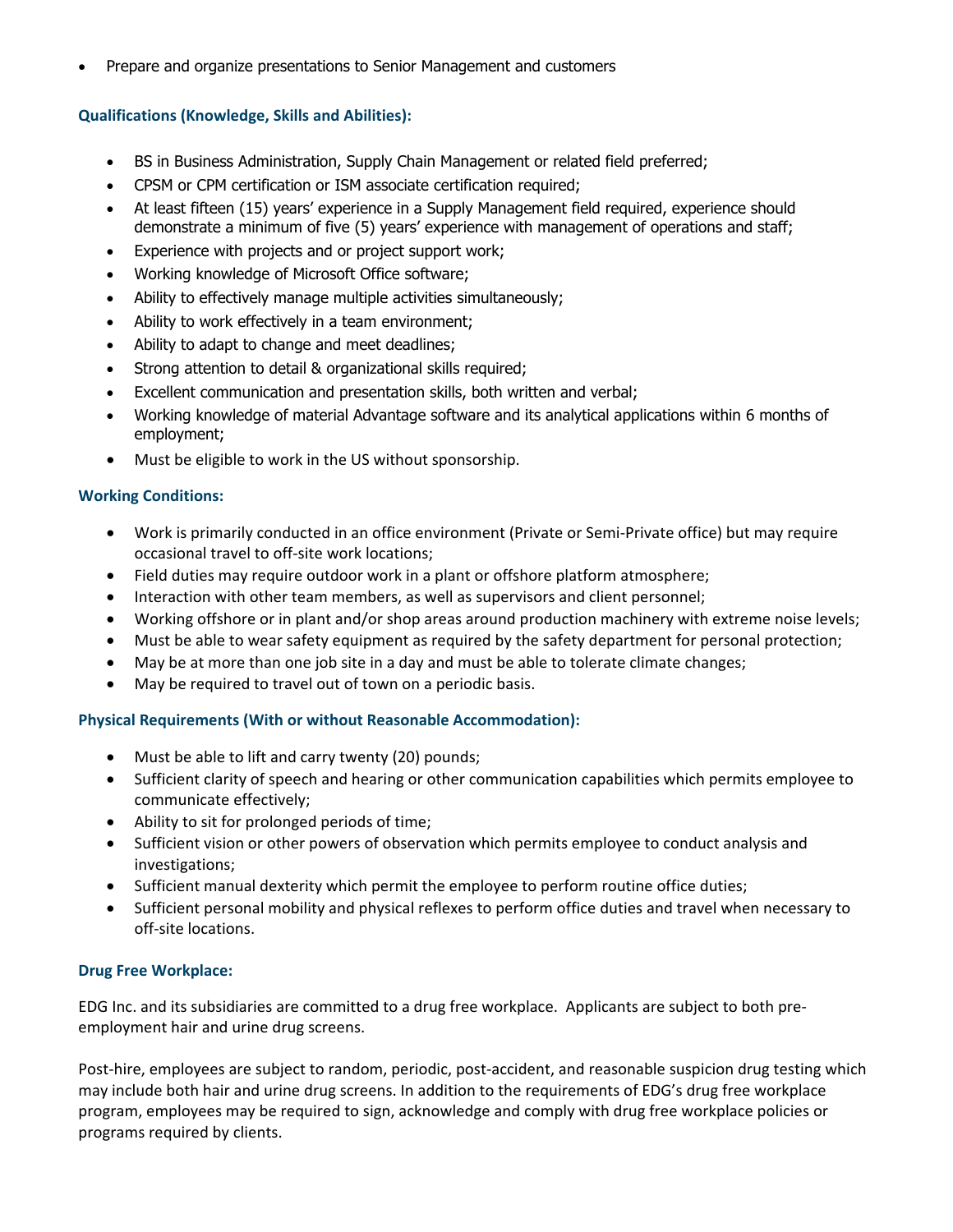- Prepare and organize presentations to Senior Management and customers

**Qualifications (Knowledge, Skills and Abilities):**

- BS in Business Administration, Supply Chain Management or related field preferred;
- CPSM or CPM certification or ISM associate certification required;
- At least fifteen (15) years' experience in a Supply Management field required, experience should demonstrate a minimum of five (5) years' experience with management of operations and staff;
- Experience with projects and or project support work;
- Working knowledge of Microsoft Office software;
- Ability to effectively manage multiple activities simultaneously;
- Ability to work effectively in a team environment;
- Ability to adapt to change and meet deadlines;
- Strong attention to detail & organizational skills required;
- Excellent communication and presentation skills, both written and verbal;
- Working knowledge of material Advantage software and its analytical applications within 6 months of employment;
- Must be eligible to work in the US without sponsorship.

**Working Conditions:**

- Work is primarily conducted in an office environment (Private or Semi-Private office) but may require occasional travel to off-site work locations;
- Field duties may require outdoor work in a plant or offshore platform atmosphere;
- Interaction with other team members, as well as supervisors and client personnel;
- Working offshore or in plant and/or shop areas around production machinery with extreme noise levels;
- Must be able to wear safety equipment as required by the safety department for personal protection;
- May be at more than one job site in a day and must be able to tolerate climate changes;
- May be required to travel out of town on a periodic basis.

**Physical Requirements (With or without Reasonable Accommodation):**

- Must be able to lift and carry twenty (20) pounds;
- Sufficient clarity of speech and hearing or other communication capabilities which permits employee to communicate effectively;
- Ability to sit for prolonged periods of time;
- Sufficient vision or other powers of observation which permits employee to conduct analysis and investigations;
- Sufficient manual dexterity which permit the employee to perform routine office duties;
- Sufficient personal mobility and physical reflexes to perform office duties and travel when necessary to off-site locations.

**Drug Free Workplace:**

EDG Inc. and its subsidiaries are committed to a drug free workplace. Applicants are subject to both pre-employment hair and urine drug screens.

Post-hire, employees are subject to random, periodic, post-accident, and reasonable suspicion drug testing which may include both hair and urine drug screens. In addition to the requirements of EDG's drug free workplace program, employees may be required to sign, acknowledge and comply with drug free workplace policies or programs required by clients.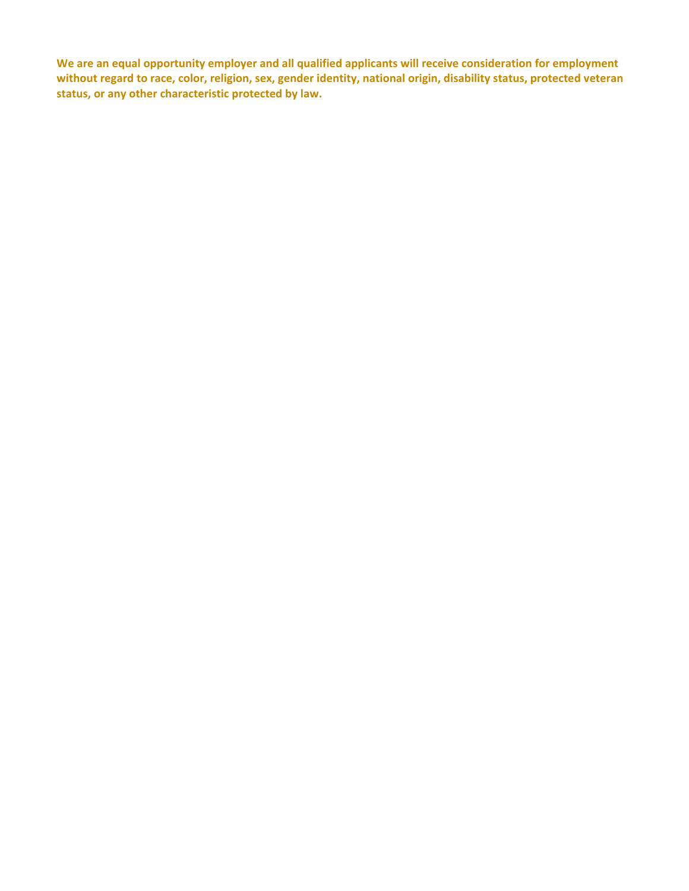**We are an equal opportunity employer and all qualified applicants will receive consideration for employment without regard to race, color, religion, sex, gender identity, national origin, disability status, protected veteran status, or any other characteristic protected by law.**